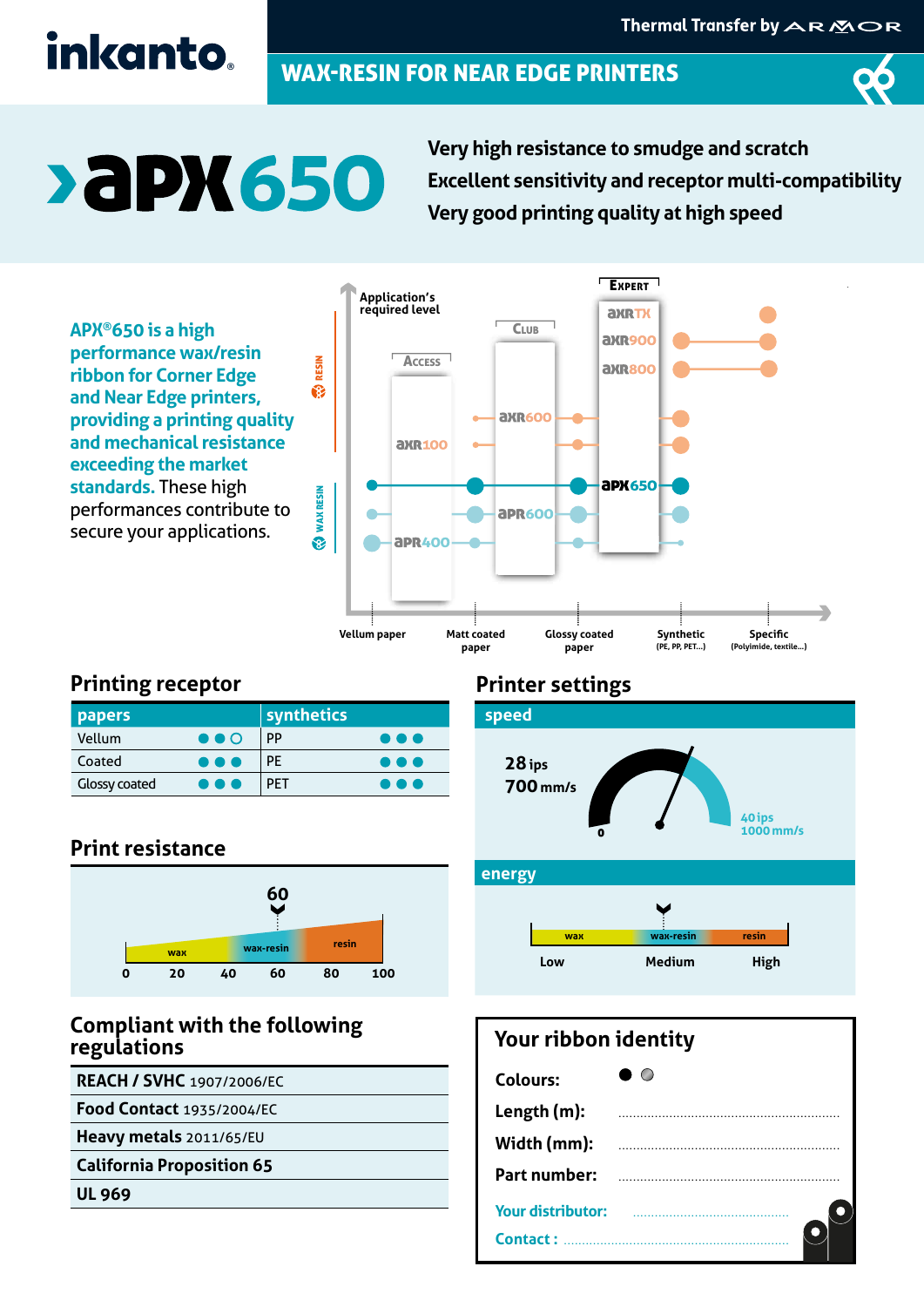inkanto

Thermal Transfer by ARMOR

## WAX-RESIN FOR NEAR EDGE PRINTERS

# APX650

**Very high resistance to smudge and scratch**
**Excellent sensitivity and receptor multi-compatibility**
**Very good printing quality at high speed**

**APX®650 is a high performance wax/resin ribbon for Corner Edge and Near Edge printers, providing a printing quality and mechanical resistance exceeding the market standards.** These high performances contribute to secure your applications.

Application's required level

Access: AXR100, APR400
Club: AXR600, APR600
Expert: AXR TX, AXR900, AXR800, APX650

RESIN / WAX RESIN

Vellum paper | Matt coated paper | Glossy coated paper | Synthetic (PE, PP, PET...) | Specific (Polyimide, textile...)

## Printing receptor

| papers | | synthetics | |
|---|---|---|---|
| Vellum | ●●○ | PP | ●●● |
| Coated | ●●● | PE | ●●● |
| Glossy coated | ●●● | PET | ●●● |

## Print resistance

60

wax | wax-resin | resin

0 20 40 60 80 100

## Compliant with the following regulations

| |
|---|
| **REACH / SVHC** 1907/2006/EC |
| **Food Contact** 1935/2004/EC |
| **Heavy metals** 2011/65/EU |
| **California Proposition 65** |
| **UL 969** |

## Printer settings

### speed

28 ips
700 mm/s

0 — 40 ips / 1000 mm/s

### energy

wax | wax-resin | resin

Low | Medium | High

## Your ribbon identity

**Colours:** ● ●

**Length (m):** ...............................

**Width (mm):** ...............................

**Part number:** ...............................

**Your distributor:** ...............................

**Contact :** ...............................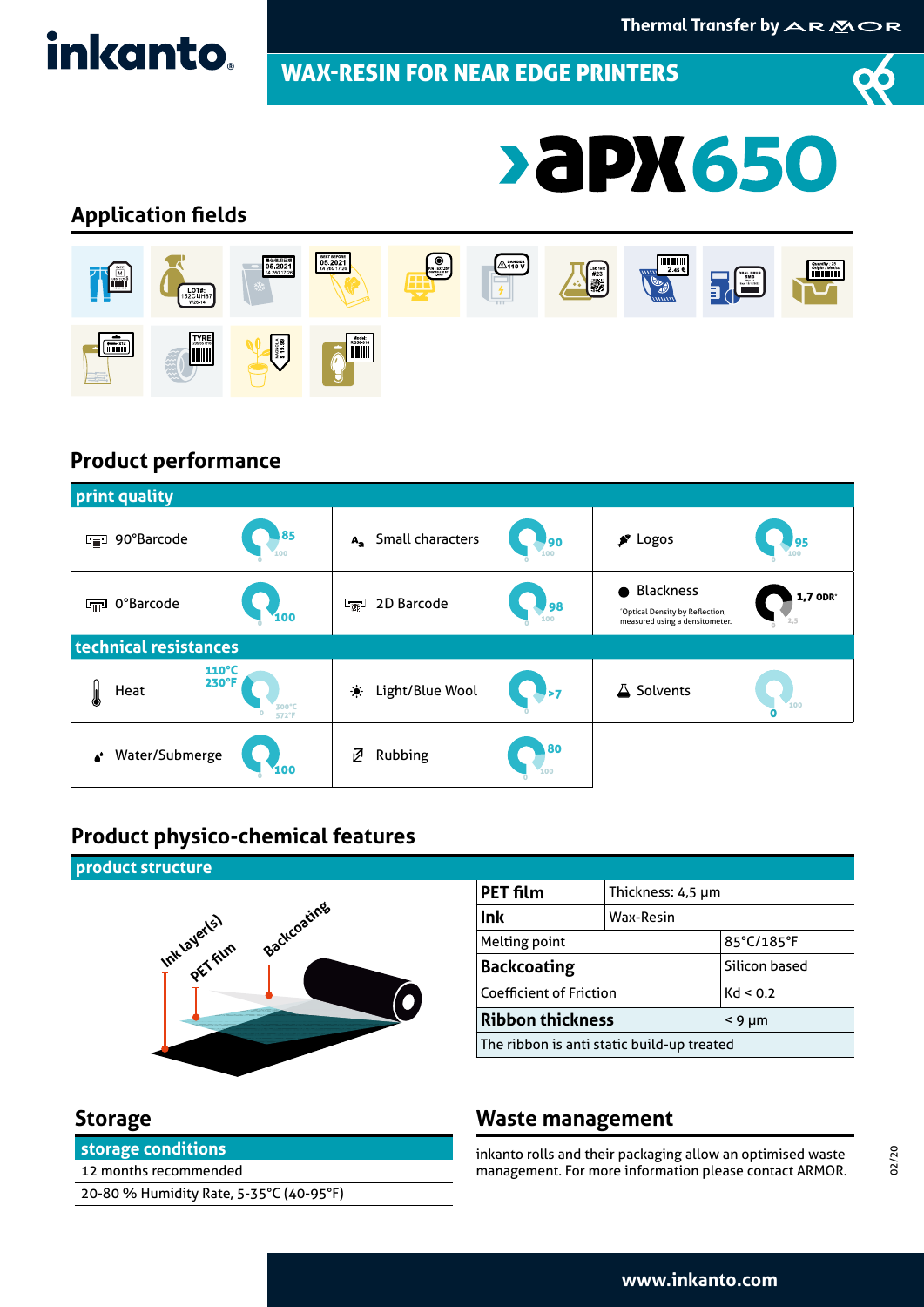# inkanto.

Thermal Transfer by ARMOR

## WAX-RESIN FOR NEAR EDGE PRINTERS

# apx650

## Application fields

## Product performance

**print quality**

| | | | | | |
|---|---|---|---|---|---|
| 90°Barcode | 85 | Small characters | 90 | Logos | 95 |
| 0°Barcode | 100 | 2D Barcode | 98 | Blackness | 1,7 ODR* |

*Optical Density by Reflection, measured using a densitometer.

**technical resistances**

| | | | | | |
|---|---|---|---|---|---|
| Heat | 110°C 230°F | Light/Blue Wool | >7 | Solvents | 0 |
| Water/Submerge | 100 | Rubbing | 80 | | |

## Product physico-chemical features

**product structure**

Ink layer(s)
PET film
Backcoating

| | | |
|---|---|---|
| **PET film** | Thickness: 4,5 µm | |
| **Ink** | Wax-Resin | |
| Melting point | | 85°C/185°F |
| **Backcoating** | | Silicon based |
| Coefficient of Friction | | Kd < 0.2 |
| **Ribbon thickness** | | < 9 µm |
| The ribbon is anti static build-up treated | | |

## Storage

**storage conditions**

12 months recommended

20-80 % Humidity Rate, 5-35°C (40-95°F)

## Waste management

inkanto rolls and their packaging allow an optimised waste management. For more information please contact ARMOR.

02/20

www.inkanto.com